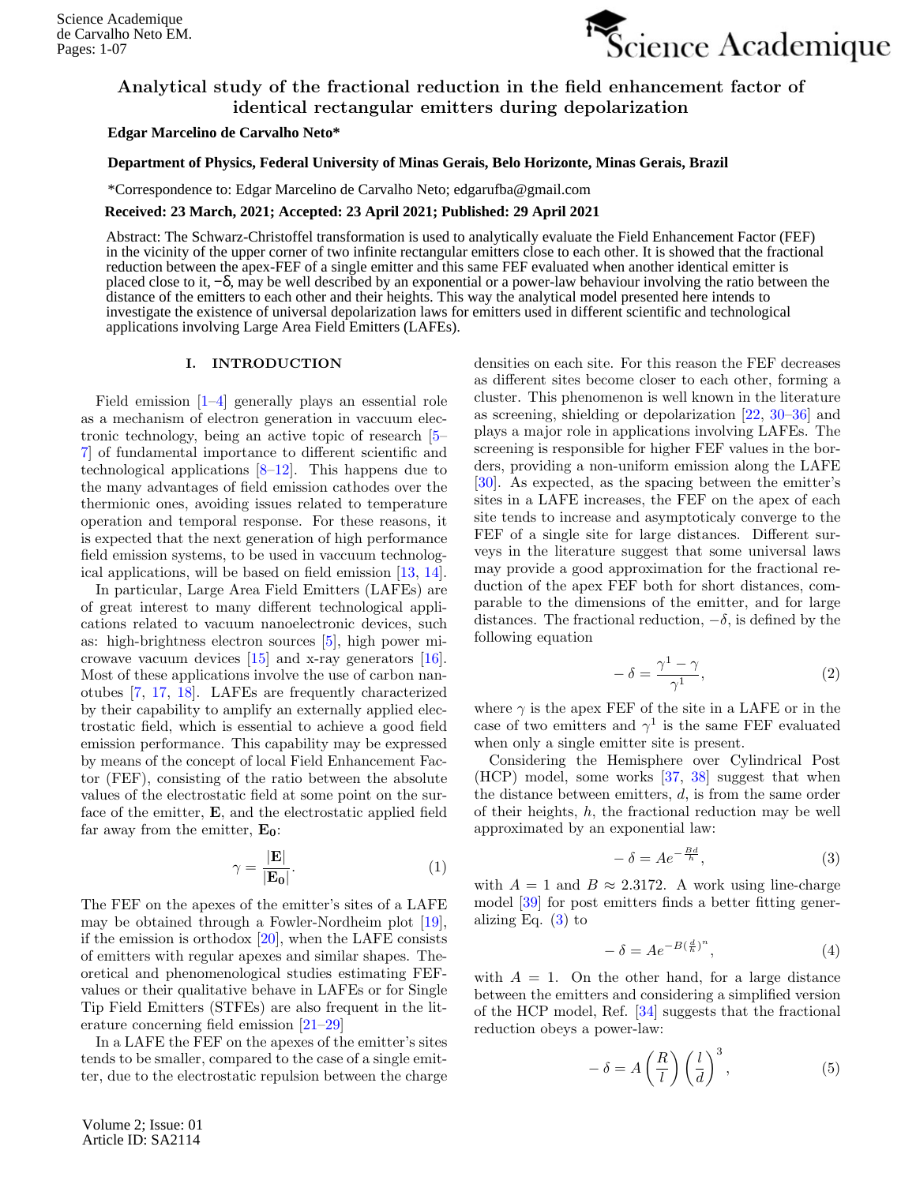# Analytical study of the fractional reduction in the field enhancement factor of identical rectangular emitters during depolarization

**Edgar Marcelino de Carvalho Neto***

**Department of Physics, Federal University of Minas Gerais, Belo Horizonte, Minas Gerais, Brazil**

*Correspondence to: Edgar Marcelino de Carvalho Neto; edgarufba@gmail.com

**Received: 23 March, 2021; Accepted: 23 April 2021; Published: 29 April 2021**

Abstract: The Schwarz-Christoffel transformation is used to analytically evaluate the Field Enhancement Factor (FEF) in the vicinity of the upper corner of two infinite rectangular emitters close to each other. It is showed that the fractional reduction between the apex-FEF of a single emitter and this same FEF evaluated when another identical emitter is placed close to it, $-\delta$, may be well described by an exponential or a power-law behaviour involving the ratio between the distance of the emitters to each other and their heights. This way the analytical model presented here intends to investigate the existence of universal depolarization laws for emitters used in different scientific and technological applications involving Large Area Field Emitters (LAFEs).

## I. INTRODUCTION

Field emission [1–4] generally plays an essential role as a mechanism of electron generation in vacuum electronic technology, being an active topic of research [5–7] of fundamental importance to different scientific and technological applications [8–12]. This happens due to the many advantages of field emission cathodes over the thermionic ones, avoiding issues related to temperature operation and temporal response. For these reasons, it is expected that the next generation of high performance field emission systems, to be used in vaccuum technological applications, will be based on field emission [13, 14].

In particular, Large Area Field Emitters (LAFEs) are of great interest to many different technological applications related to vacuum nanoelectronic devices, such as: high-brightness electron sources [5], high power microwave vacuum devices [15] and x-ray generators [16]. Most of these applications involve the use of carbon nanotubes [7, 17, 18]. LAFEs are frequently characterized by their capability to amplify an externally applied electrostatic field, which is essential to achieve a good field emission performance. This capability may be expressed by means of the concept of local Field Enhancement Factor (FEF), consisting of the ratio between the absolute values of the electrostatic field at some point on the surface of the emitter, $\mathbf{E}$, and the electrostatic applied field far away from the emitter, $\mathbf{E_0}$:

$$\gamma = \frac{|\mathbf{E}|}{|\mathbf{E_0}|}. \tag{1}$$

The FEF on the apexes of the emitter's sites of a LAFE may be obtained through a Fowler-Nordheim plot [19], if the emission is orthodox [20], when the LAFE consists of emitters with regular apexes and similar shapes. Theoretical and phenomenological studies estimating FEF-values or their qualitative behave in LAFEs or for Single Tip Field Emitters (STFEs) are also frequent in the literature concerning field emission [21–29]

In a LAFE the FEF on the apexes of the emitter's sites tends to be smaller, compared to the case of a single emitter, due to the electrostatic repulsion between the charge densities on each site. For this reason the FEF decreases as different sites become closer to each other, forming a cluster. This phenomenon is well known in the literature as screening, shielding or depolarization [22, 30–36] and plays a major role in applications involving LAFEs. The screening is responsible for higher FEF values in the borders, providing a non-uniform emission along the LAFE [30]. As expected, as the spacing between the emitter's sites in a LAFE increases, the FEF on the apex of each site tends to increase and asymptoticaly converge to the FEF of a single site for large distances. Different surveys in the literature suggest that some universal laws may provide a good approximation for the fractional reduction of the apex FEF both for short distances, comparable to the dimensions of the emitter, and for large distances. The fractional reduction, $-\delta$, is defined by the following equation

$$-\delta = \frac{\gamma^1 - \gamma}{\gamma^1}, \tag{2}$$

where $\gamma$ is the apex FEF of the site in a LAFE or in the case of two emitters and $\gamma^1$ is the same FEF evaluated when only a single emitter site is present.

Considering the Hemisphere over Cylindrical Post (HCP) model, some works [37, 38] suggest that when the distance between emitters, $d$, is from the same order of their heights, $h$, the fractional reduction may be well approximated by an exponential law:

$$-\delta = Ae^{-\frac{Bd}{h}}, \tag{3}$$

with $A = 1$ and $B \approx 2.3172$. A work using line-charge model [39] for post emitters finds a better fitting generalizing Eq. (3) to

$$-\delta = Ae^{-B\left(\frac{d}{h}\right)^n}, \tag{4}$$

with $A = 1$. On the other hand, for a large distance between the emitters and considering a simplified version of the HCP model, Ref. [34] suggests that the fractional reduction obeys a power-law:

$$-\delta = A\left(\frac{R}{l}\right)\left(\frac{l}{d}\right)^3, \tag{5}$$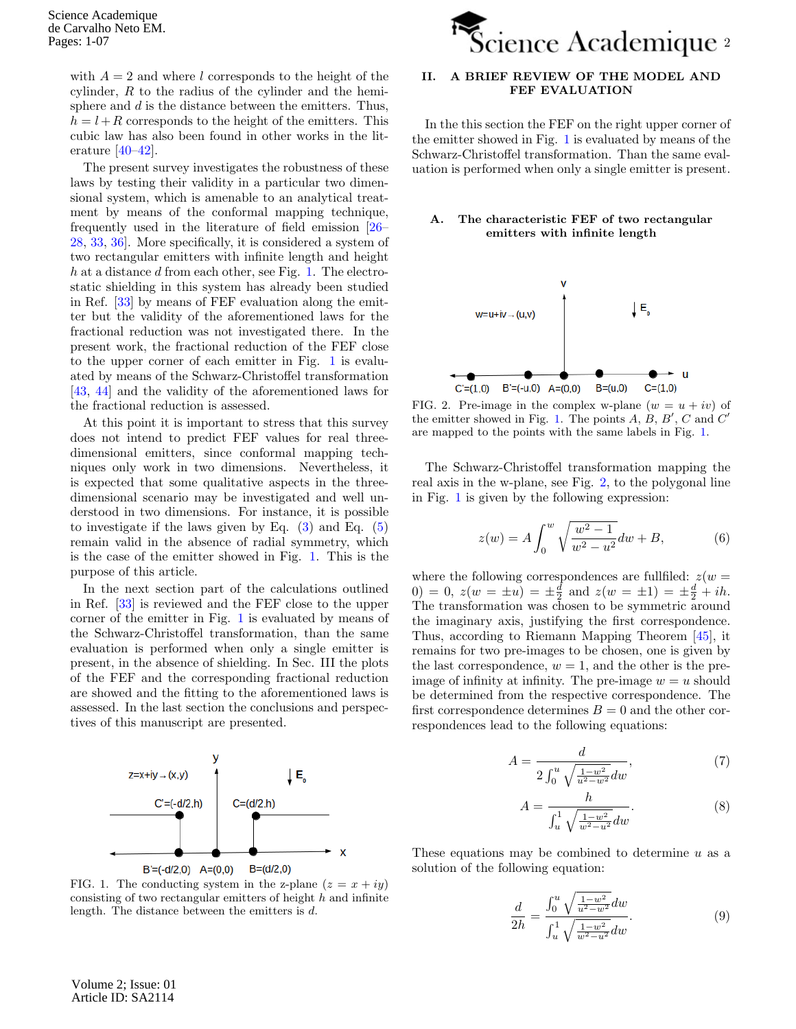with $A = 2$ and where $l$ corresponds to the height of the cylinder, $R$ to the radius of the cylinder and the hemisphere and $d$ is the distance between the emitters. Thus, $h = l + R$ corresponds to the height of the emitters. This cubic law has also been found in other works in the literature [40–42].

The present survey investigates the robustness of these laws by testing their validity in a particular two dimensional system, which is amenable to an analytical treatment by means of the conformal mapping technique, frequently used in the literature of field emission [26–28, 33, 36]. More specifically, it is considered a system of two rectangular emitters with infinite length and height $h$ at a distance $d$ from each other, see Fig. 1. The electrostatic shielding in this system has already been studied in Ref. [33] by means of FEF evaluation along the emitter but the validity of the aforementioned laws for the fractional reduction was not investigated there. In the present work, the fractional reduction of the FEF close to the upper corner of each emitter in Fig. 1 is evaluated by means of the Schwarz-Christoffel transformation [43, 44] and the validity of the aforementioned laws for the fractional reduction is assessed.

At this point it is important to stress that this survey does not intend to predict FEF values for real three-dimensional emitters, since conformal mapping techniques only work in two dimensions. Nevertheless, it is expected that some qualitative aspects in the three-dimensional scenario may be investigated and well understood in two dimensions. For instance, it is possible to investigate if the laws given by Eq. (3) and Eq. (5) remain valid in the absence of radial symmetry, which is the case of the emitter showed in Fig. 1. This is the purpose of this article.

In the next section part of the calculations outlined in Ref. [33] is reviewed and the FEF close to the upper corner of the emitter in Fig. 1 is evaluated by means of the Schwarz-Christoffel transformation, than the same evaluation is performed when only a single emitter is present, in the absence of shielding. In Sec. III the plots of the FEF and the corresponding fractional reduction are showed and the fitting to the aforementioned laws is assessed. In the last section the conclusions and perspectives of this manuscript are presented.

FIG. 1. The conducting system in the z-plane ($z = x + iy$) consisting of two rectangular emitters of height $h$ and infinite length. The distance between the emitters is $d$.

## II. A BRIEF REVIEW OF THE MODEL AND FEF EVALUATION

In the this section the FEF on the right upper corner of the emitter showed in Fig. 1 is evaluated by means of the Schwarz-Christoffel transformation. Than the same evaluation is performed when only a single emitter is present.

### A. The characteristic FEF of two rectangular emitters with infinite length

FIG. 2. Pre-image in the complex w-plane ($w = u + iv$) of the emitter showed in Fig. 1. The points $A$, $B$, $B'$, $C$ and $C'$ are mapped to the points with the same labels in Fig. 1.

The Schwarz-Christoffel transformation mapping the real axis in the w-plane, see Fig. 2, to the polygonal line in Fig. 1 is given by the following expression:

$$z(w) = A \int_0^w \sqrt{\frac{w^2 - 1}{w^2 - u^2}} dw + B, \tag{6}$$

where the following correspondences are fullfiled: $z(w = 0) = 0$, $z(w = \pm u) = \pm \frac{d}{2}$ and $z(w = \pm 1) = \pm \frac{d}{2} + ih$. The transformation was chosen to be symmetric around the imaginary axis, justifying the first correspondence. Thus, according to Riemann Mapping Theorem [45], it remains for two pre-images to be chosen, one is given by the last correspondence, $w = 1$, and the other is the pre-image of infinity at infinity. The pre-image $w = u$ should be determined from the respective correspondence. The first correspondence determines $B = 0$ and the other correspondences lead to the following equations:

$$A = \frac{d}{2 \int_0^u \sqrt{\frac{1-w^2}{u^2-w^2}} dw}, \tag{7}$$

$$A = \frac{h}{\int_u^1 \sqrt{\frac{1-w^2}{w^2-u^2}} dw}. \tag{8}$$

These equations may be combined to determine $u$ as a solution of the following equation:

$$\frac{d}{2h} = \frac{\int_0^u \sqrt{\frac{1-w^2}{u^2-w^2}} dw}{\int_u^1 \sqrt{\frac{1-w^2}{w^2-u^2}} dw}. \tag{9}$$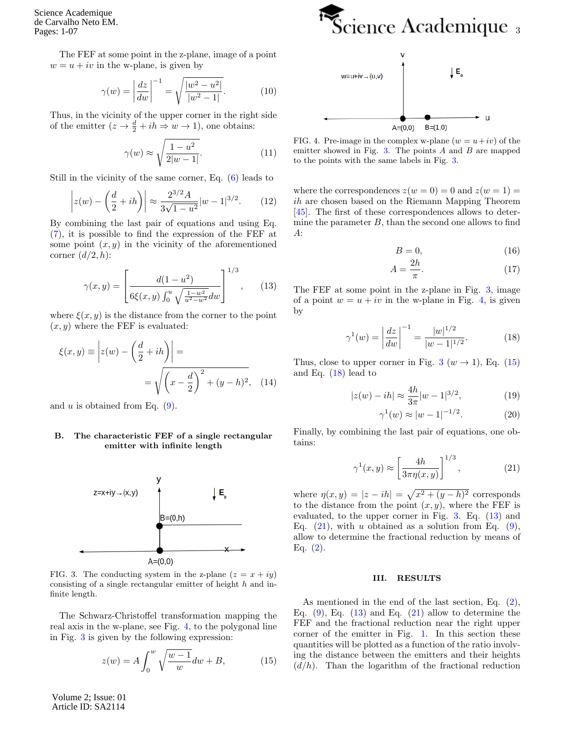The FEF at some point in the z-plane, image of a point $w = u + iv$ in the w-plane, is given by

$$\gamma(w) = \left|\frac{dz}{dw}\right|^{-1} = \sqrt{\frac{|w^2 - u^2|}{|w^2 - 1|}}. \quad (10)$$

Thus, in the vicinity of the upper corner in the right side of the emitter ($z \to \frac{d}{2} + ih \Rightarrow w \to 1$), one obtains:

$$\gamma(w) \approx \sqrt{\frac{1 - u^2}{2|w - 1|}}. \quad (11)$$

Still in the vicinity of the same corner, Eq. (6) leads to

$$\left|z(w) - \left(\frac{d}{2} + ih\right)\right| \approx \frac{2^{3/2} A}{3\sqrt{1 - u^2}} |w - 1|^{3/2}. \quad (12)$$

By combining the last pair of equations and using Eq. (7), it is possible to find the expression of the FEF at some point $(x, y)$ in the vicinity of the aforementioned corner $(d/2, h)$:

$$\gamma(x, y) = \left[\frac{d(1 - u^2)}{6\xi(x, y)\int_0^u \sqrt{\frac{1 - w^2}{u^2 - w^2}} dw}\right]^{1/3}, \quad (13)$$

where $\xi(x, y)$ is the distance from the corner to the point $(x, y)$ where the FEF is evaluated:

$$\xi(x, y) \equiv \left|z(w) - \left(\frac{d}{2} + ih\right)\right| = \sqrt{\left(x - \frac{d}{2}\right)^2 + (y - h)^2}, \quad (14)$$

and $u$ is obtained from Eq. (9).

### B. The characteristic FEF of a single rectangular emitter with infinite length

FIG. 3. The conducting system in the z-plane ($z = x + iy$) consisting of a single rectangular emitter of height $h$ and infinite length.

The Schwarz-Christoffel transformation mapping the real axis in the w-plane, see Fig. 4, to the polygonal line in Fig. 3 is given by the following expression:

$$z(w) = A \int_0^w \sqrt{\frac{w - 1}{w}} dw + B, \quad (15)$$

FIG. 4. Pre-image in the complex w-plane ($w = u + iv$) of the emitter showed in Fig. 3. The points $A$ and $B$ are mapped to the points with the same labels in Fig. 3.

where the correspondences $z(w = 0) = 0$ and $z(w = 1) = ih$ are chosen based on the Riemann Mapping Theorem [45]. The first of these correspondences allows to determine the parameter $B$, than the second one allows to find $A$:

$$B = 0, \quad (16)$$

$$A = \frac{2h}{\pi}. \quad (17)$$

The FEF at some point in the z-plane in Fig. 3, image of a point $w = u + iv$ in the w-plane in Fig. 4, is given by

$$\gamma^1(w) = \left|\frac{dz}{dw}\right|^{-1} = \frac{|w|^{1/2}}{|w - 1|^{1/2}}. \quad (18)$$

Thus, close to upper corner in Fig. 3 ($w \to 1$), Eq. (15) and Eq. (18) lead to

$$|z(w) - ih| \approx \frac{4h}{3\pi} |w - 1|^{3/2}, \quad (19)$$

$$\gamma^1(w) \approx |w - 1|^{-1/2}. \quad (20)$$

Finally, by combining the last pair of equations, one obtains:

$$\gamma^1(x, y) \approx \left[\frac{4h}{3\pi\eta(x, y)}\right]^{1/3}, \quad (21)$$

where $\eta(x, y) = |z - ih| = \sqrt{x^2 + (y - h)^2}$ corresponds to the distance from the point $(x, y)$, where the FEF is evaluated, to the upper corner in Fig. 3. Eq. (13) and Eq. (21), with $u$ obtained as a solution from Eq. (9), allow to determine the fractional reduction by means of Eq. (2).

## III. RESULTS

As mentioned in the end of the last section, Eq. (2), Eq. (9), Eq. (13) and Eq. (21) allow to determine the FEF and the fractional reduction near the right upper corner of the emitter in Fig. 1. In this section these quantities will be plotted as a function of the ratio involving the distance between the emitters and their heights $(d/h)$. Than the logarithm of the fractional reduction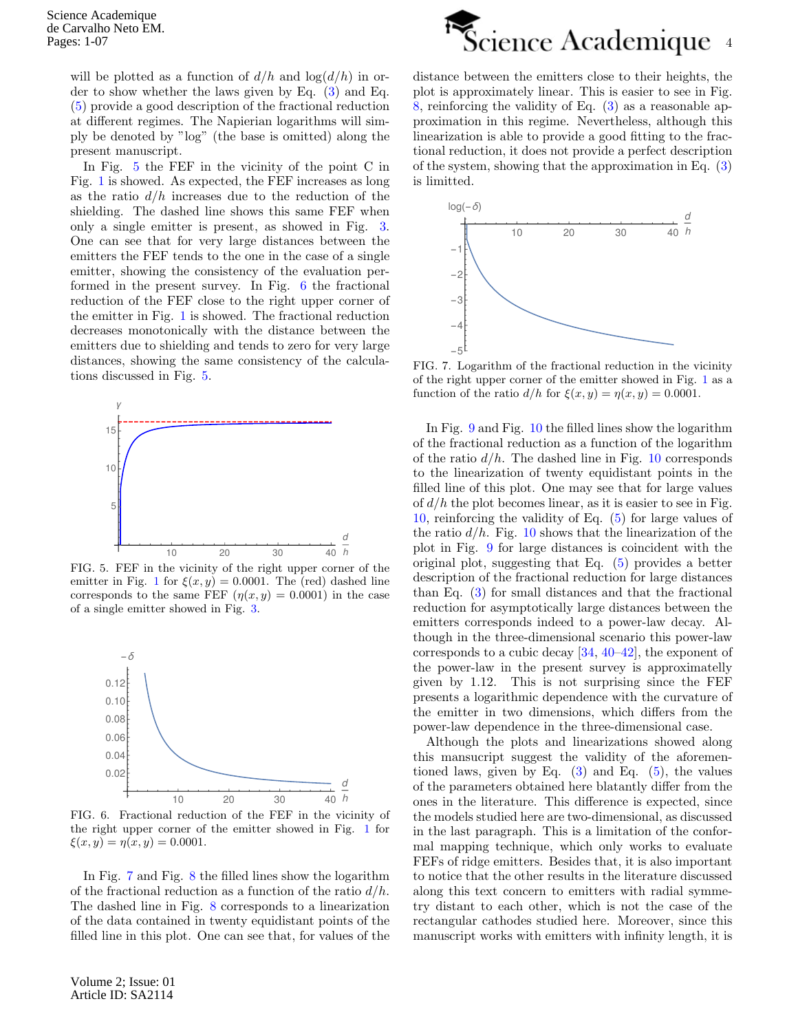will be plotted as a function of $d/h$ and $\log(d/h)$ in order to show whether the laws given by Eq. (3) and Eq. (5) provide a good description of the fractional reduction at different regimes. The Napierian logarithms will simply be denoted by "log" (the base is omitted) along the present manuscript.

In Fig. 5 the FEF in the vicinity of the point C in Fig. 1 is showed. As expected, the FEF increases as long as the ratio $d/h$ increases due to the reduction of the shielding. The dashed line shows this same FEF when only a single emitter is present, as showed in Fig. 3. One can see that for very large distances between the emitters the FEF tends to the one in the case of a single emitter, showing the consistency of the evaluation performed in the present survey. In Fig. 6 the fractional reduction of the FEF close to the right upper corner of the emitter in Fig. 1 is showed. The fractional reduction decreases monotonically with the distance between the emitters due to shielding and tends to zero for very large distances, showing the same consistency of the calculations discussed in Fig. 5.

FIG. 5. FEF in the vicinity of the right upper corner of the emitter in Fig. 1 for $\xi(x, y) = 0.0001$. The (red) dashed line corresponds to the same FEF ($\eta(x, y) = 0.0001$) in the case of a single emitter showed in Fig. 3.

FIG. 6. Fractional reduction of the FEF in the vicinity of the right upper corner of the emitter showed in Fig. 1 for $\xi(x, y) = \eta(x, y) = 0.0001$.

In Fig. 7 and Fig. 8 the filled lines show the logarithm of the fractional reduction as a function of the ratio $d/h$. The dashed line in Fig. 8 corresponds to a linearization of the data contained in twenty equidistant points of the filled line in this plot. One can see that, for values of the distance between the emitters close to their heights, the plot is approximately linear. This is easier to see in Fig. 8, reinforcing the validity of Eq. (3) as a reasonable approximation in this regime. Nevertheless, although this linearization is able to provide a good fitting to the fractional reduction, it does not provide a perfect description of the system, showing that the approximation in Eq. (3) is limitted.

FIG. 7. Logarithm of the fractional reduction in the vicinity of the right upper corner of the emitter showed in Fig. 1 as a function of the ratio $d/h$ for $\xi(x, y) = \eta(x, y) = 0.0001$.

In Fig. 9 and Fig. 10 the filled lines show the logarithm of the fractional reduction as a function of the logarithm of the ratio $d/h$. The dashed line in Fig. 10 corresponds to the linearization of twenty equidistant points in the filled line of this plot. One may see that for large values of $d/h$ the plot becomes linear, as it is easier to see in Fig. 10, reinforcing the validity of Eq. (5) for large values of the ratio $d/h$. Fig. 10 shows that the linearization of the plot in Fig. 9 for large distances is coincident with the original plot, suggesting that Eq. (5) provides a better description of the fractional reduction for large distances than Eq. (3) for small distances and that the fractional reduction for asymptotically large distances between the emitters corresponds indeed to a power-law decay. Although in the three-dimensional scenario this power-law corresponds to a cubic decay [34, 40–42], the exponent of the power-law in the present survey is approximatelly given by 1.12. This is not surprising since the FEF presents a logarithmic dependence with the curvature of the emitter in two dimensions, which differs from the power-law dependence in the three-dimensional case.

Although the plots and linearizations showed along this manuscript suggest the validity of the aforementioned laws, given by Eq. (3) and Eq. (5), the values of the parameters obtained here blatantly differ from the ones in the literature. This difference is expected, since the models studied here are two-dimensional, as discussed in the last paragraph. This is a limitation of the conformal mapping technique, which only works to evaluate FEFs of ridge emitters. Besides that, it is also important to notice that the other results in the literature discussed along this text concern to emitters with radial symmetry distant to each other, which is not the case of the rectangular cathodes studied here. Moreover, since this manuscript works with emitters with infinity length, it is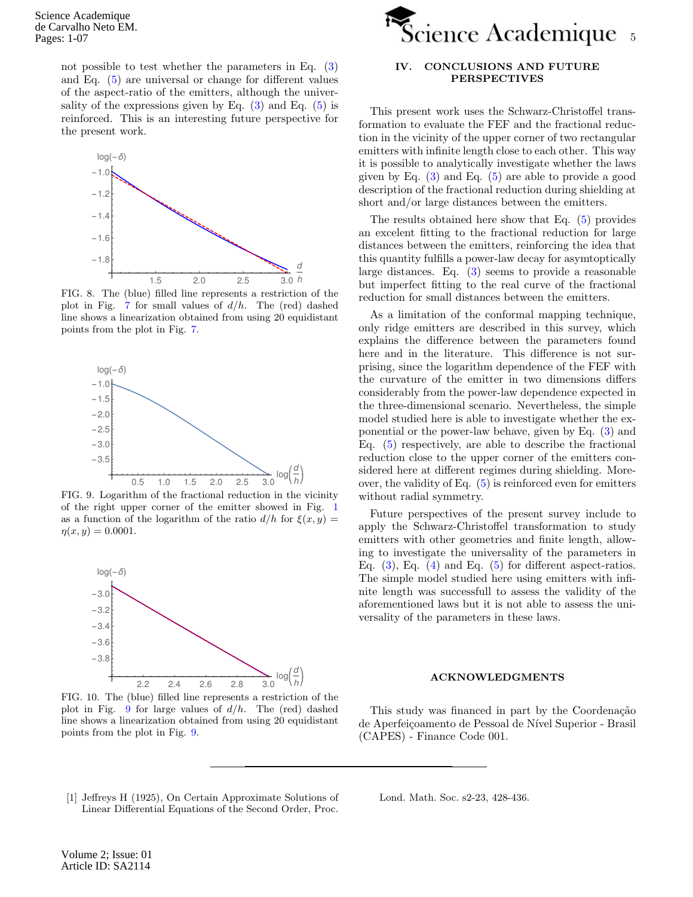not possible to test whether the parameters in Eq. (3) and Eq. (5) are universal or change for different values of the aspect-ratio of the emitters, although the universality of the expressions given by Eq. (3) and Eq. (5) is reinforced. This is an interesting future perspective for the present work.

FIG. 8. The (blue) filled line represents a restriction of the plot in Fig. 7 for small values of $d/h$. The (red) dashed line shows a linearization obtained from using 20 equidistant points from the plot in Fig. 7.

FIG. 9. Logarithm of the fractional reduction in the vicinity of the right upper corner of the emitter showed in Fig. 1 as a function of the logarithm of the ratio $d/h$ for $\xi(x, y) = \eta(x, y) = 0.0001$.

FIG. 10. The (blue) filled line represents a restriction of the plot in Fig. 9 for large values of $d/h$. The (red) dashed line shows a linearization obtained from using 20 equidistant points from the plot in Fig. 9.

## IV. CONCLUSIONS AND FUTURE PERSPECTIVES

This present work uses the Schwarz-Christoffel transformation to evaluate the FEF and the fractional reduction in the vicinity of the upper corner of two rectangular emitters with infinite length close to each other. This way it is possible to analytically investigate whether the laws given by Eq. (3) and Eq. (5) are able to provide a good description of the fractional reduction during shielding at short and/or large distances between the emitters.

The results obtained here show that Eq. (5) provides an excelent fitting to the fractional reduction for large distances between the emitters, reinforcing the idea that this quantity fulfills a power-law decay for asymtoptically large distances. Eq. (3) seems to provide a reasonable but imperfect fitting to the real curve of the fractional reduction for small distances between the emitters.

As a limitation of the conformal mapping technique, only ridge emitters are described in this survey, which explains the difference between the parameters found here and in the literature. This difference is not surprising, since the logarithm dependence of the FEF with the curvature of the emitter in two dimensions differs considerably from the power-law dependence expected in the three-dimensional scenario. Nevertheless, the simple model studied here is able to investigate whether the exponential or the power-law behave, given by Eq. (3) and Eq. (5) respectively, are able to describe the fractional reduction close to the upper corner of the emitters considered here at different regimes during shielding. Moreover, the validity of Eq. (5) is reinforced even for emitters without radial symmetry.

Future perspectives of the present survey include to apply the Schwarz-Christoffel transformation to study emitters with other geometries and finite length, allowing to investigate the universality of the parameters in Eq. (3), Eq. (4) and Eq. (5) for different aspect-ratios. The simple model studied here using emitters with infinite length was successfull to assess the validity of the aforementioned laws but it is not able to assess the universality of the parameters in these laws.

## ACKNOWLEDGMENTS

This study was financed in part by the Coordenação de Aperfeiçoamento de Pessoal de Nível Superior - Brasil (CAPES) - Finance Code 001.

---

[1] Jeffreys H (1925), On Certain Approximate Solutions of Linear Differential Equations of the Second Order, Proc. Lond. Math. Soc. s2-23, 428-436.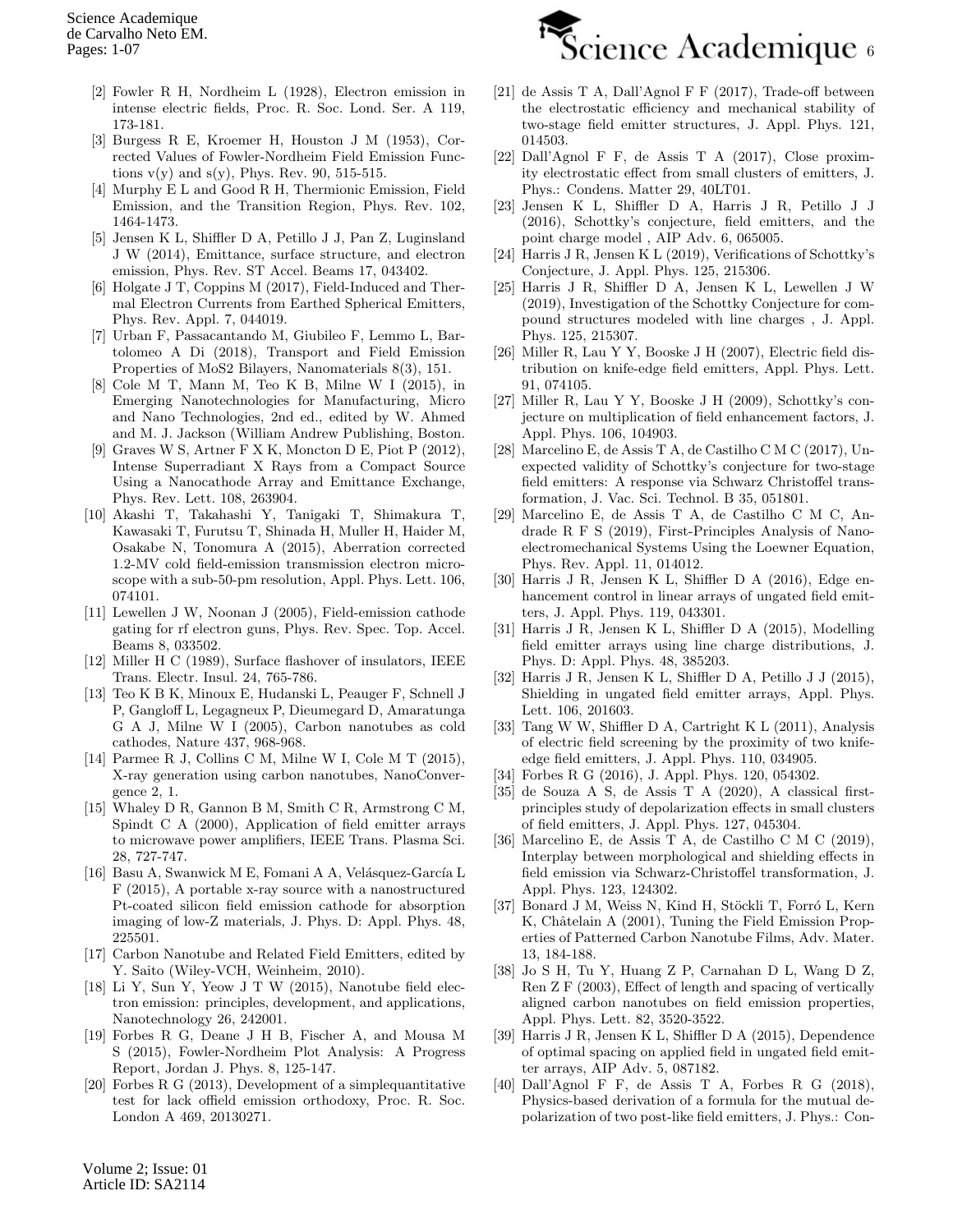[2] Fowler R H, Nordheim L (1928), Electron emission in intense electric fields, Proc. R. Soc. Lond. Ser. A 119, 173-181.

[3] Burgess R E, Kroemer H, Houston J M (1953), Corrected Values of Fowler-Nordheim Field Emission Functions v(y) and s(y), Phys. Rev. 90, 515-515.

[4] Murphy E L and Good R H, Thermionic Emission, Field Emission, and the Transition Region, Phys. Rev. 102, 1464-1473.

[5] Jensen K L, Shiffler D A, Petillo J J, Pan Z, Luginsland J W (2014), Emittance, surface structure, and electron emission, Phys. Rev. ST Accel. Beams 17, 043402.

[6] Holgate J T, Coppins M (2017), Field-Induced and Thermal Electron Currents from Earthed Spherical Emitters, Phys. Rev. Appl. 7, 044019.

[7] Urban F, Passacantando M, Giubileo F, Lemmo L, Bartolomeo A Di (2018), Transport and Field Emission Properties of MoS2 Bilayers, Nanomaterials 8(3), 151.

[8] Cole M T, Mann M, Teo K B, Milne W I (2015), in Emerging Nanotechnologies for Manufacturing, Micro and Nano Technologies, 2nd ed., edited by W. Ahmed and M. J. Jackson (William Andrew Publishing, Boston.

[9] Graves W S, Artner F X K, Moncton D E, Piot P (2012), Intense Superradiant X Rays from a Compact Source Using a Nanocathode Array and Emittance Exchange, Phys. Rev. Lett. 108, 263904.

[10] Akashi T, Takahashi Y, Tanigaki T, Shimakura T, Kawasaki T, Furutsu T, Shinada H, Muller H, Haider M, Osakabe N, Tonomura A (2015), Aberration corrected 1.2-MV cold field-emission transmission electron microscope with a sub-50-pm resolution, Appl. Phys. Lett. 106, 074101.

[11] Lewellen J W, Noonan J (2005), Field-emission cathode gating for rf electron guns, Phys. Rev. Spec. Top. Accel. Beams 8, 033502.

[12] Miller H C (1989), Surface flashover of insulators, IEEE Trans. Electr. Insul. 24, 765-786.

[13] Teo K B K, Minoux E, Hudanski L, Peauger F, Schnell J P, Gangloff L, Legagneux P, Dieumegard D, Amaratunga G A J, Milne W I (2005), Carbon nanotubes as cold cathodes, Nature 437, 968-968.

[14] Parmee R J, Collins C M, Milne W I, Cole M T (2015), X-ray generation using carbon nanotubes, NanoConvergence 2, 1.

[15] Whaley D R, Gannon B M, Smith C R, Armstrong C M, Spindt C A (2000), Application of field emitter arrays to microwave power amplifiers, IEEE Trans. Plasma Sci. 28, 727-747.

[16] Basu A, Swanwick M E, Fomani A A, Velásquez-García L F (2015), A portable x-ray source with a nanostructured Pt-coated silicon field emission cathode for absorption imaging of low-Z materials, J. Phys. D: Appl. Phys. 48, 225501.

[17] Carbon Nanotube and Related Field Emitters, edited by Y. Saito (Wiley-VCH, Weinheim, 2010).

[18] Li Y, Sun Y, Yeow J T W (2015), Nanotube field electron emission: principles, development, and applications, Nanotechnology 26, 242001.

[19] Forbes R G, Deane J H B, Fischer A, and Mousa M S (2015), Fowler-Nordheim Plot Analysis: A Progress Report, Jordan J. Phys. 8, 125-147.

[20] Forbes R G (2013), Development of a simplequantitative test for lack offield emission orthodoxy, Proc. R. Soc. London A 469, 20130271.

[21] de Assis T A, Dall'Agnol F F (2017), Trade-off between the electrostatic efficiency and mechanical stability of two-stage field emitter structures, J. Appl. Phys. 121, 014503.

[22] Dall'Agnol F F, de Assis T A (2017), Close proximity electrostatic effect from small clusters of emitters, J. Phys.: Condens. Matter 29, 40LT01.

[23] Jensen K L, Shiffler D A, Harris J R, Petillo J J (2016), Schottky's conjecture, field emitters, and the point charge model , AIP Adv. 6, 065005.

[24] Harris J R, Jensen K L (2019), Verifications of Schottky's Conjecture, J. Appl. Phys. 125, 215306.

[25] Harris J R, Shiffler D A, Jensen K L, Lewellen J W (2019), Investigation of the Schottky Conjecture for compound structures modeled with line charges , J. Appl. Phys. 125, 215307.

[26] Miller R, Lau Y Y, Booske J H (2007), Electric field distribution on knife-edge field emitters, Appl. Phys. Lett. 91, 074105.

[27] Miller R, Lau Y Y, Booske J H (2009), Schottky's conjecture on multiplication of field enhancement factors, J. Appl. Phys. 106, 104903.

[28] Marcelino E, de Assis T A, de Castilho C M C (2017), Unexpected validity of Schottky's conjecture for two-stage field emitters: A response via Schwarz Christoffel transformation, J. Vac. Sci. Technol. B 35, 051801.

[29] Marcelino E, de Assis T A, de Castilho C M C, Andrade R F S (2019), First-Principles Analysis of Nanoelectromechanical Systems Using the Loewner Equation, Phys. Rev. Appl. 11, 014012.

[30] Harris J R, Jensen K L, Shiffler D A (2016), Edge enhancement control in linear arrays of ungated field emitters, J. Appl. Phys. 119, 043301.

[31] Harris J R, Jensen K L, Shiffler D A (2015), Modelling field emitter arrays using line charge distributions, J. Phys. D: Appl. Phys. 48, 385203.

[32] Harris J R, Jensen K L, Shiffler D A, Petillo J J (2015), Shielding in ungated field emitter arrays, Appl. Phys. Lett. 106, 201603.

[33] Tang W W, Shiffler D A, Cartright K L (2011), Analysis of electric field screening by the proximity of two knife-edge field emitters, J. Appl. Phys. 110, 034905.

[34] Forbes R G (2016), J. Appl. Phys. 120, 054302.

[35] de Souza A S, de Assis T A (2020), A classical first-principles study of depolarization effects in small clusters of field emitters, J. Appl. Phys. 127, 045304.

[36] Marcelino E, de Assis T A, de Castilho C M C (2019), Interplay between morphological and shielding effects in field emission via Schwarz-Christoffel transformation, J. Appl. Phys. 123, 124302.

[37] Bonard J M, Weiss N, Kind H, Stöckli T, Forró L, Kern K, Châtelain A (2001), Tuning the Field Emission Properties of Patterned Carbon Nanotube Films, Adv. Mater. 13, 184-188.

[38] Jo S H, Tu Y, Huang Z P, Carnahan D L, Wang D Z, Ren Z F (2003), Effect of length and spacing of vertically aligned carbon nanotubes on field emission properties, Appl. Phys. Lett. 82, 3520-3522.

[39] Harris J R, Jensen K L, Shiffler D A (2015), Dependence of optimal spacing on applied field in ungated field emitter arrays, AIP Adv. 5, 087182.

[40] Dall'Agnol F F, de Assis T A, Forbes R G (2018), Physics-based derivation of a formula for the mutual depolarization of two post-like field emitters, J. Phys.: Con-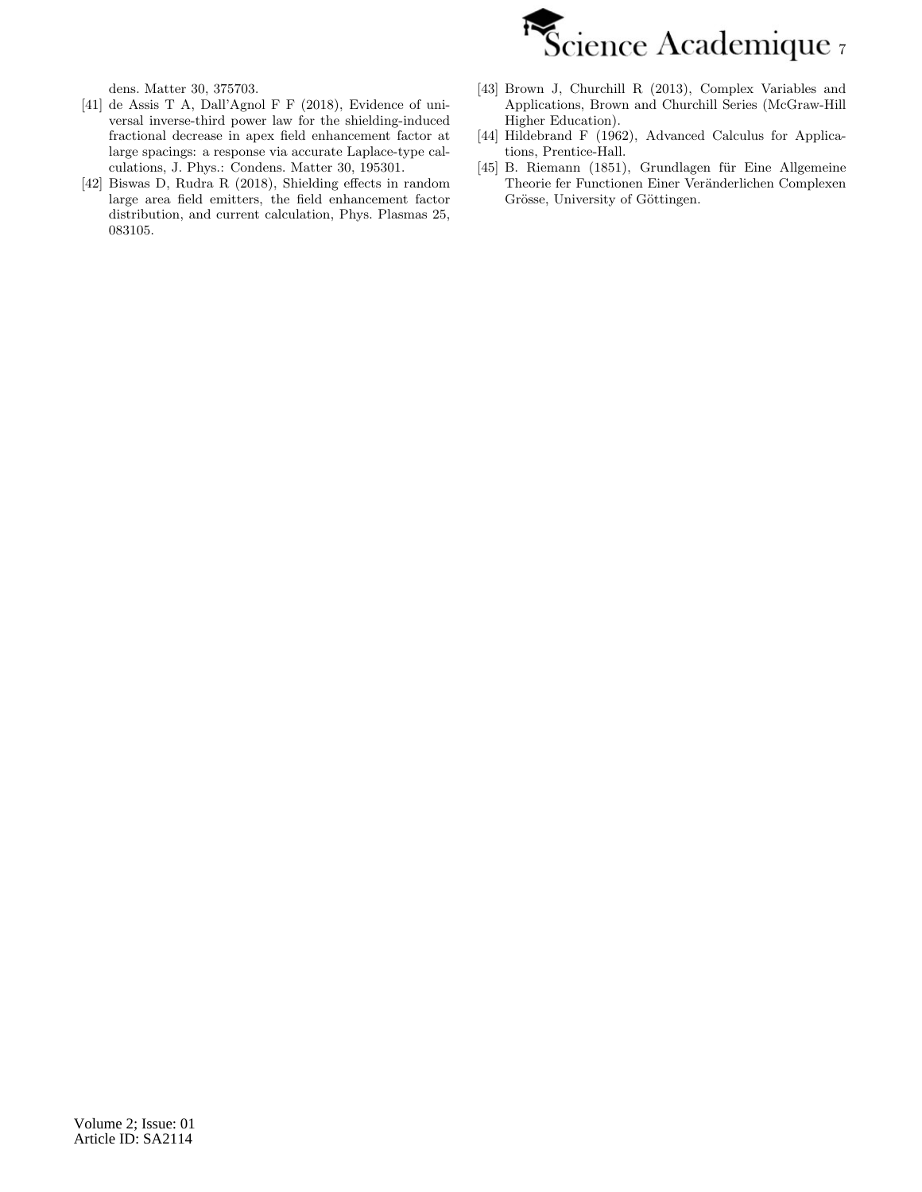dens. Matter 30, 375703.

[41] de Assis T A, Dall'Agnol F F (2018), Evidence of universal inverse-third power law for the shielding-induced fractional decrease in apex field enhancement factor at large spacings: a response via accurate Laplace-type calculations, J. Phys.: Condens. Matter 30, 195301.

[42] Biswas D, Rudra R (2018), Shielding effects in random large area field emitters, the field enhancement factor distribution, and current calculation, Phys. Plasmas 25, 083105.

[43] Brown J, Churchill R (2013), Complex Variables and Applications, Brown and Churchill Series (McGraw-Hill Higher Education).

[44] Hildebrand F (1962), Advanced Calculus for Applications, Prentice-Hall.

[45] B. Riemann (1851), Grundlagen für Eine Allgemeine Theorie fer Functionen Einer Veränderlichen Complexen Grösse, University of Göttingen.